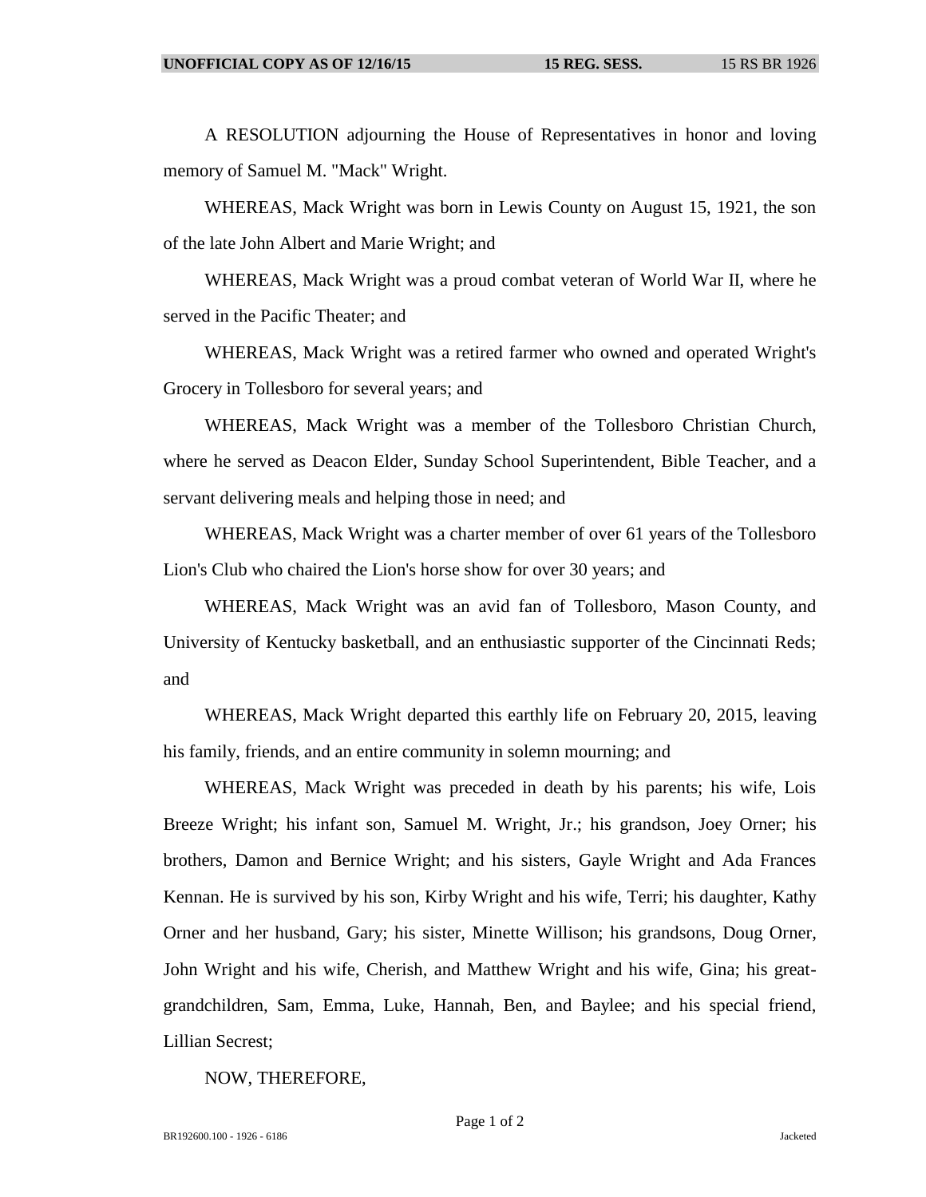A RESOLUTION adjourning the House of Representatives in honor and loving memory of Samuel M. "Mack" Wright.

WHEREAS, Mack Wright was born in Lewis County on August 15, 1921, the son of the late John Albert and Marie Wright; and

WHEREAS, Mack Wright was a proud combat veteran of World War II, where he served in the Pacific Theater; and

WHEREAS, Mack Wright was a retired farmer who owned and operated Wright's Grocery in Tollesboro for several years; and

WHEREAS, Mack Wright was a member of the Tollesboro Christian Church, where he served as Deacon Elder, Sunday School Superintendent, Bible Teacher, and a servant delivering meals and helping those in need; and

WHEREAS, Mack Wright was a charter member of over 61 years of the Tollesboro Lion's Club who chaired the Lion's horse show for over 30 years; and

WHEREAS, Mack Wright was an avid fan of Tollesboro, Mason County, and University of Kentucky basketball, and an enthusiastic supporter of the Cincinnati Reds; and

WHEREAS, Mack Wright departed this earthly life on February 20, 2015, leaving his family, friends, and an entire community in solemn mourning; and

WHEREAS, Mack Wright was preceded in death by his parents; his wife, Lois Breeze Wright; his infant son, Samuel M. Wright, Jr.; his grandson, Joey Orner; his brothers, Damon and Bernice Wright; and his sisters, Gayle Wright and Ada Frances Kennan. He is survived by his son, Kirby Wright and his wife, Terri; his daughter, Kathy Orner and her husband, Gary; his sister, Minette Willison; his grandsons, Doug Orner, John Wright and his wife, Cherish, and Matthew Wright and his wife, Gina; his great-grandchildren, Sam, Emma, Luke, Hannah, Ben, and Baylee; and his special friend, Lillian Secrest;

NOW, THEREFORE,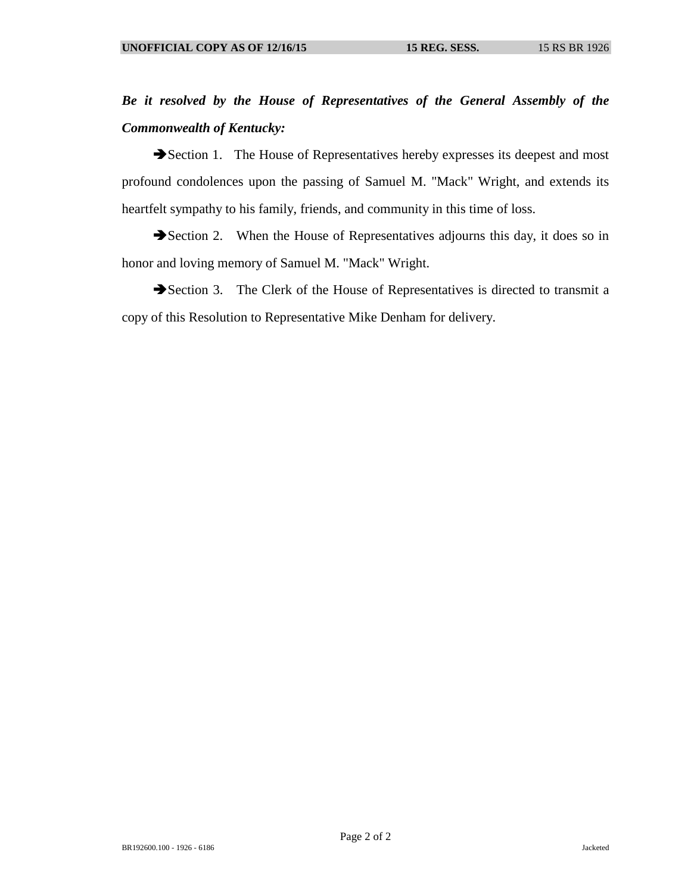***Be it resolved by the House of Representatives of the General Assembly of the Commonwealth of Kentucky:***

➔Section 1. The House of Representatives hereby expresses its deepest and most profound condolences upon the passing of Samuel M. "Mack" Wright, and extends its heartfelt sympathy to his family, friends, and community in this time of loss.

➔Section 2. When the House of Representatives adjourns this day, it does so in honor and loving memory of Samuel M. "Mack" Wright.

➔Section 3. The Clerk of the House of Representatives is directed to transmit a copy of this Resolution to Representative Mike Denham for delivery.